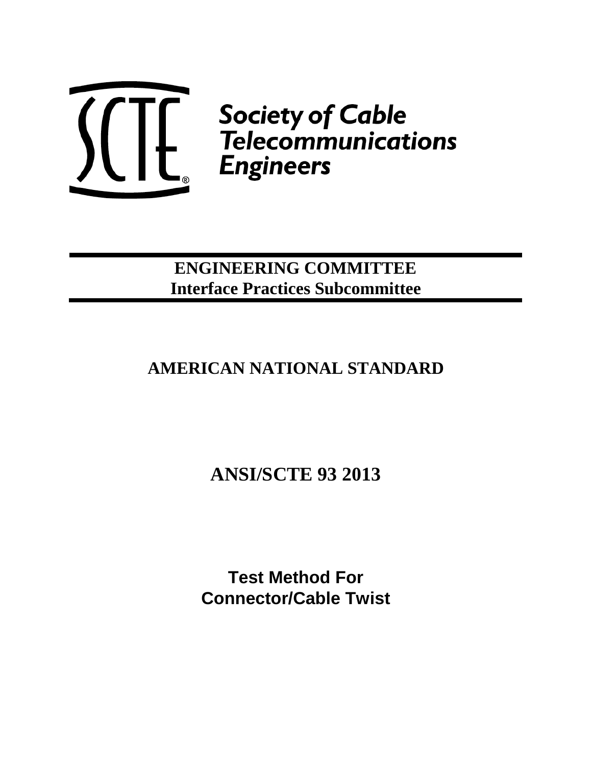Society of Cable Telecommunications Engineers

**ENGINEERING COMMITTEE**
**Interface Practices Subcommittee**

# AMERICAN NATIONAL STANDARD

# ANSI/SCTE 93 2013

## Test Method For Connector/Cable Twist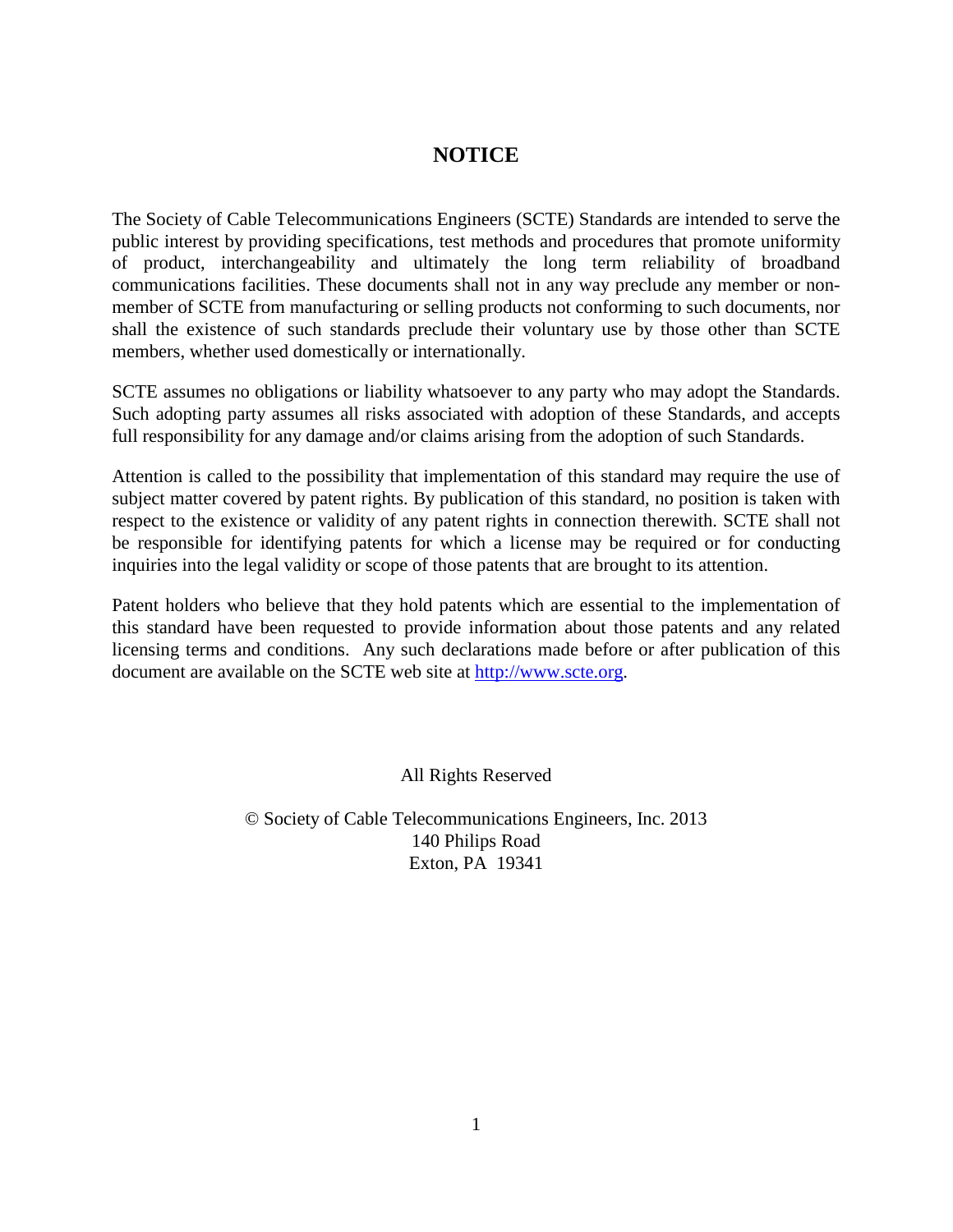# NOTICE

The Society of Cable Telecommunications Engineers (SCTE) Standards are intended to serve the public interest by providing specifications, test methods and procedures that promote uniformity of product, interchangeability and ultimately the long term reliability of broadband communications facilities. These documents shall not in any way preclude any member or non-member of SCTE from manufacturing or selling products not conforming to such documents, nor shall the existence of such standards preclude their voluntary use by those other than SCTE members, whether used domestically or internationally.

SCTE assumes no obligations or liability whatsoever to any party who may adopt the Standards. Such adopting party assumes all risks associated with adoption of these Standards, and accepts full responsibility for any damage and/or claims arising from the adoption of such Standards.

Attention is called to the possibility that implementation of this standard may require the use of subject matter covered by patent rights. By publication of this standard, no position is taken with respect to the existence or validity of any patent rights in connection therewith. SCTE shall not be responsible for identifying patents for which a license may be required or for conducting inquiries into the legal validity or scope of those patents that are brought to its attention.

Patent holders who believe that they hold patents which are essential to the implementation of this standard have been requested to provide information about those patents and any related licensing terms and conditions. Any such declarations made before or after publication of this document are available on the SCTE web site at http://www.scte.org.

All Rights Reserved

© Society of Cable Telecommunications Engineers, Inc. 2013
140 Philips Road
Exton, PA 19341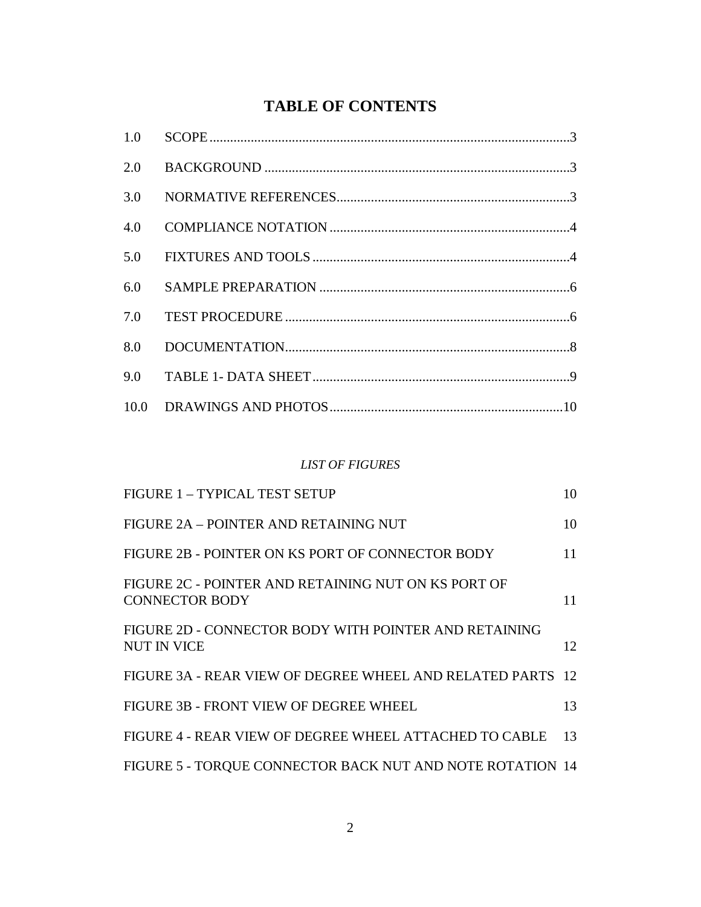# TABLE OF CONTENTS

| | | |
|---|---|---|
| 1.0 | SCOPE | 3 |
| 2.0 | BACKGROUND | 3 |
| 3.0 | NORMATIVE REFERENCES | 3 |
| 4.0 | COMPLIANCE NOTATION | 4 |
| 5.0 | FIXTURES AND TOOLS | 4 |
| 6.0 | SAMPLE PREPARATION | 6 |
| 7.0 | TEST PROCEDURE | 6 |
| 8.0 | DOCUMENTATION | 8 |
| 9.0 | TABLE 1- DATA SHEET | 9 |
| 10.0 | DRAWINGS AND PHOTOS | 10 |

*LIST OF FIGURES*

| | |
|---|---|
| FIGURE 1 – TYPICAL TEST SETUP | 10 |
| FIGURE 2A – POINTER AND RETAINING NUT | 10 |
| FIGURE 2B - POINTER ON KS PORT OF CONNECTOR BODY | 11 |
| FIGURE 2C - POINTER AND RETAINING NUT ON KS PORT OF CONNECTOR BODY | 11 |
| FIGURE 2D - CONNECTOR BODY WITH POINTER AND RETAINING NUT IN VICE | 12 |
| FIGURE 3A - REAR VIEW OF DEGREE WHEEL AND RELATED PARTS | 12 |
| FIGURE 3B - FRONT VIEW OF DEGREE WHEEL | 13 |
| FIGURE 4 - REAR VIEW OF DEGREE WHEEL ATTACHED TO CABLE | 13 |
| FIGURE 5 - TORQUE CONNECTOR BACK NUT AND NOTE ROTATION | 14 |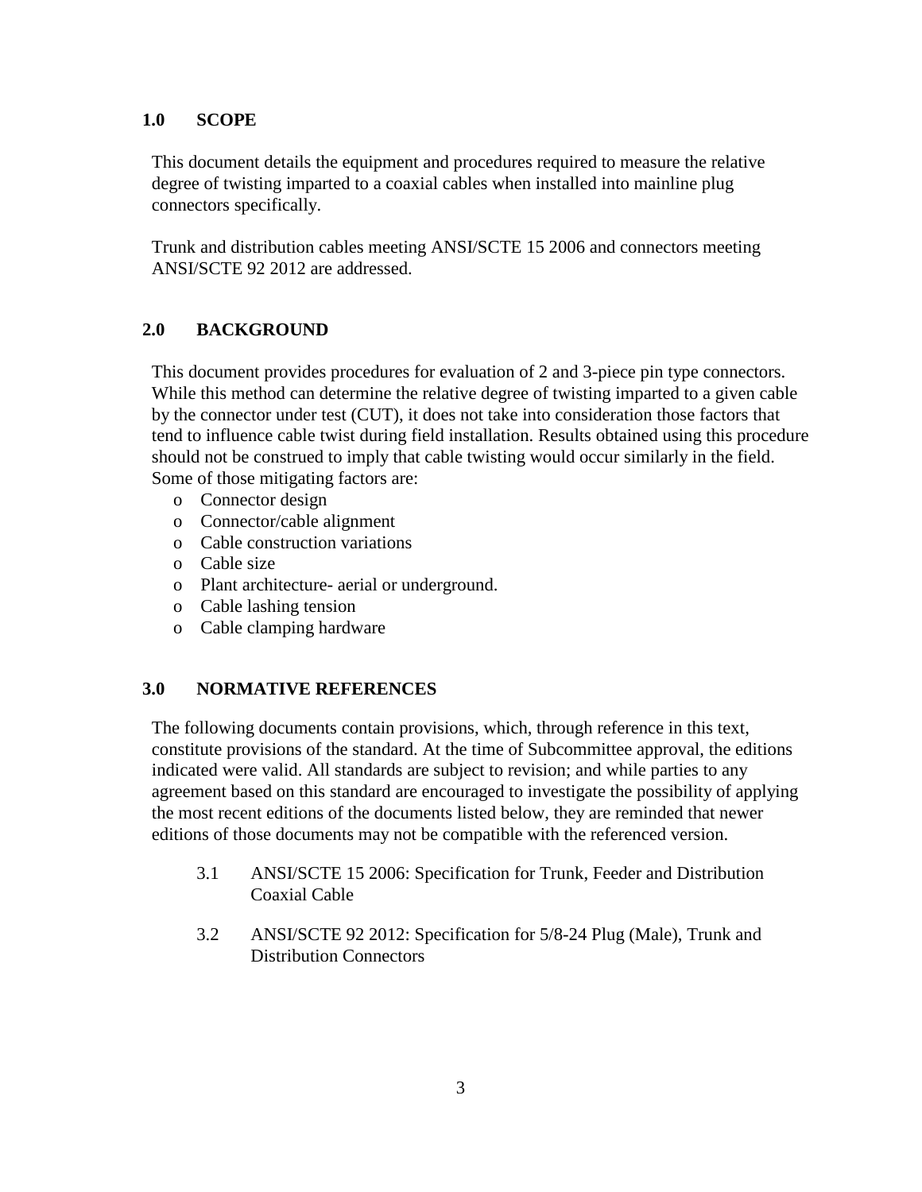## 1.0 SCOPE

This document details the equipment and procedures required to measure the relative degree of twisting imparted to a coaxial cables when installed into mainline plug connectors specifically.

Trunk and distribution cables meeting ANSI/SCTE 15 2006 and connectors meeting ANSI/SCTE 92 2012 are addressed.

## 2.0 BACKGROUND

This document provides procedures for evaluation of 2 and 3-piece pin type connectors. While this method can determine the relative degree of twisting imparted to a given cable by the connector under test (CUT), it does not take into consideration those factors that tend to influence cable twist during field installation. Results obtained using this procedure should not be construed to imply that cable twisting would occur similarly in the field. Some of those mitigating factors are:

- Connector design
- Connector/cable alignment
- Cable construction variations
- Cable size
- Plant architecture- aerial or underground.
- Cable lashing tension
- Cable clamping hardware

## 3.0 NORMATIVE REFERENCES

The following documents contain provisions, which, through reference in this text, constitute provisions of the standard. At the time of Subcommittee approval, the editions indicated were valid. All standards are subject to revision; and while parties to any agreement based on this standard are encouraged to investigate the possibility of applying the most recent editions of the documents listed below, they are reminded that newer editions of those documents may not be compatible with the referenced version.

3.1 ANSI/SCTE 15 2006: Specification for Trunk, Feeder and Distribution Coaxial Cable

3.2 ANSI/SCTE 92 2012: Specification for 5/8-24 Plug (Male), Trunk and Distribution Connectors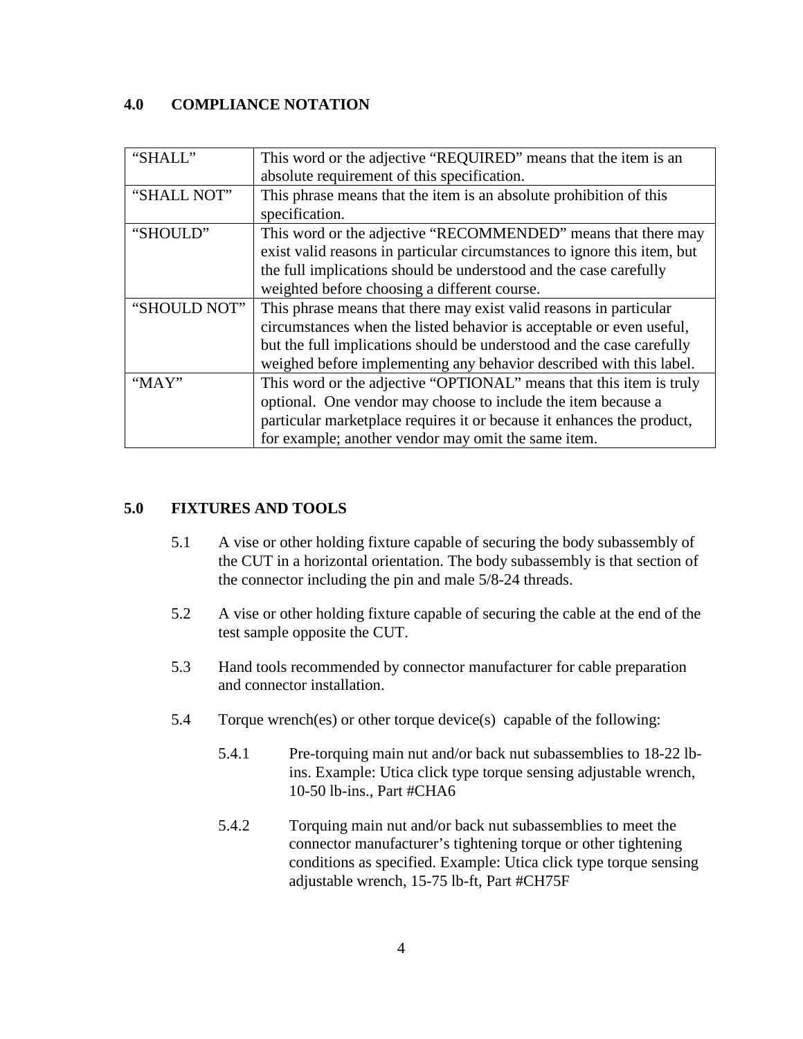## 4.0 COMPLIANCE NOTATION

| | |
|---|---|
| "SHALL" | This word or the adjective "REQUIRED" means that the item is an absolute requirement of this specification. |
| "SHALL NOT" | This phrase means that the item is an absolute prohibition of this specification. |
| "SHOULD" | This word or the adjective "RECOMMENDED" means that there may exist valid reasons in particular circumstances to ignore this item, but the full implications should be understood and the case carefully weighted before choosing a different course. |
| "SHOULD NOT" | This phrase means that there may exist valid reasons in particular circumstances when the listed behavior is acceptable or even useful, but the full implications should be understood and the case carefully weighed before implementing any behavior described with this label. |
| "MAY" | This word or the adjective "OPTIONAL" means that this item is truly optional. One vendor may choose to include the item because a particular marketplace requires it or because it enhances the product, for example; another vendor may omit the same item. |

## 5.0 FIXTURES AND TOOLS

5.1 A vise or other holding fixture capable of securing the body subassembly of the CUT in a horizontal orientation. The body subassembly is that section of the connector including the pin and male 5/8-24 threads.

5.2 A vise or other holding fixture capable of securing the cable at the end of the test sample opposite the CUT.

5.3 Hand tools recommended by connector manufacturer for cable preparation and connector installation.

5.4 Torque wrench(es) or other torque device(s) capable of the following:

5.4.1 Pre-torquing main nut and/or back nut subassemblies to 18-22 lb-ins. Example: Utica click type torque sensing adjustable wrench, 10-50 lb-ins., Part #CHA6

5.4.2 Torquing main nut and/or back nut subassemblies to meet the connector manufacturer's tightening torque or other tightening conditions as specified. Example: Utica click type torque sensing adjustable wrench, 15-75 lb-ft, Part #CH75F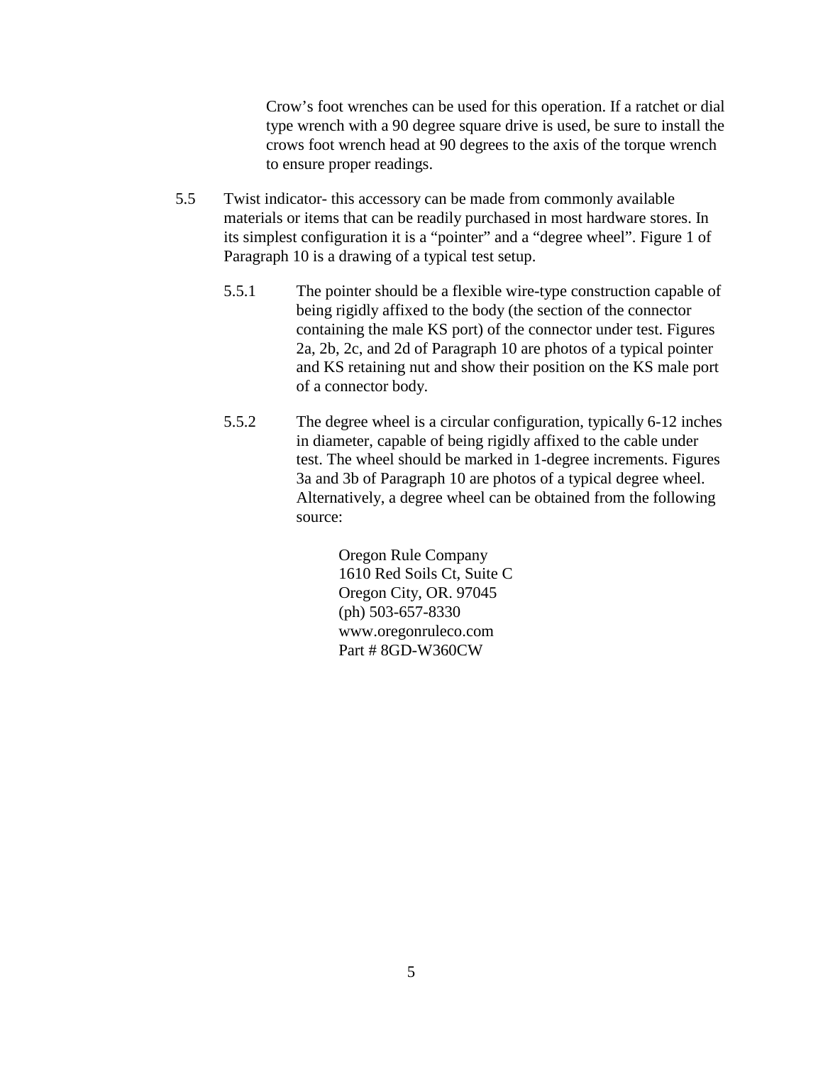Crow's foot wrenches can be used for this operation. If a ratchet or dial type wrench with a 90 degree square drive is used, be sure to install the crows foot wrench head at 90 degrees to the axis of the torque wrench to ensure proper readings.

5.5 Twist indicator- this accessory can be made from commonly available materials or items that can be readily purchased in most hardware stores. In its simplest configuration it is a "pointer" and a "degree wheel". Figure 1 of Paragraph 10 is a drawing of a typical test setup.

5.5.1 The pointer should be a flexible wire-type construction capable of being rigidly affixed to the body (the section of the connector containing the male KS port) of the connector under test. Figures 2a, 2b, 2c, and 2d of Paragraph 10 are photos of a typical pointer and KS retaining nut and show their position on the KS male port of a connector body.

5.5.2 The degree wheel is a circular configuration, typically 6-12 inches in diameter, capable of being rigidly affixed to the cable under test. The wheel should be marked in 1-degree increments. Figures 3a and 3b of Paragraph 10 are photos of a typical degree wheel. Alternatively, a degree wheel can be obtained from the following source:

Oregon Rule Company
1610 Red Soils Ct, Suite C
Oregon City, OR. 97045
(ph) 503-657-8330
www.oregonruleco.com
Part # 8GD-W360CW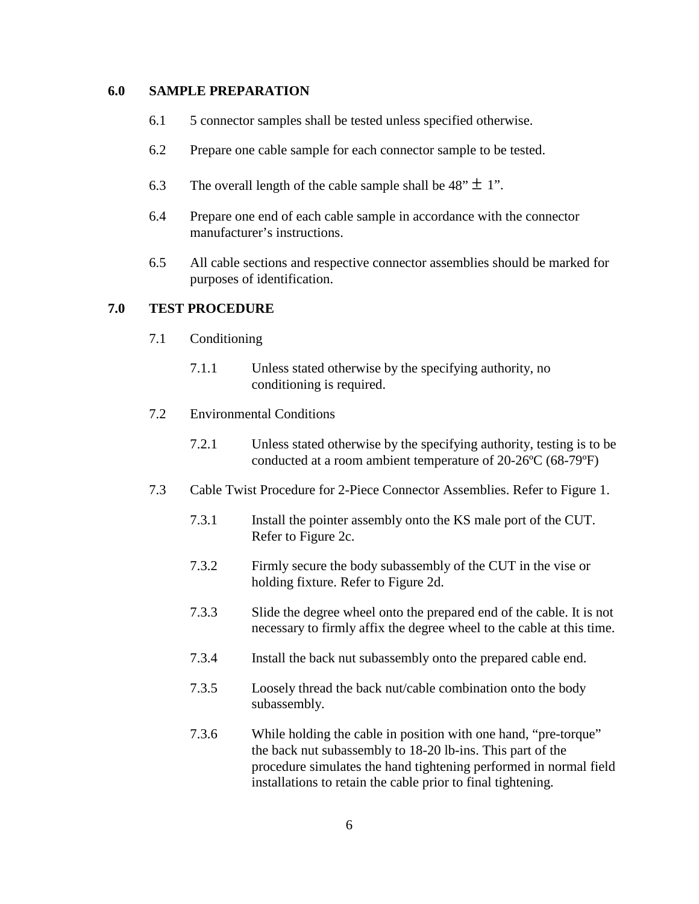## 6.0 SAMPLE PREPARATION

6.1 5 connector samples shall be tested unless specified otherwise.

6.2 Prepare one cable sample for each connector sample to be tested.

6.3 The overall length of the cable sample shall be 48” ± 1”.

6.4 Prepare one end of each cable sample in accordance with the connector manufacturer’s instructions.

6.5 All cable sections and respective connector assemblies should be marked for purposes of identification.

## 7.0 TEST PROCEDURE

7.1 Conditioning

7.1.1 Unless stated otherwise by the specifying authority, no conditioning is required.

7.2 Environmental Conditions

7.2.1 Unless stated otherwise by the specifying authority, testing is to be conducted at a room ambient temperature of 20-26ºC (68-79ºF)

7.3 Cable Twist Procedure for 2-Piece Connector Assemblies. Refer to Figure 1.

7.3.1 Install the pointer assembly onto the KS male port of the CUT. Refer to Figure 2c.

7.3.2 Firmly secure the body subassembly of the CUT in the vise or holding fixture. Refer to Figure 2d.

7.3.3 Slide the degree wheel onto the prepared end of the cable. It is not necessary to firmly affix the degree wheel to the cable at this time.

7.3.4 Install the back nut subassembly onto the prepared cable end.

7.3.5 Loosely thread the back nut/cable combination onto the body subassembly.

7.3.6 While holding the cable in position with one hand, “pre-torque” the back nut subassembly to 18-20 lb-ins. This part of the procedure simulates the hand tightening performed in normal field installations to retain the cable prior to final tightening.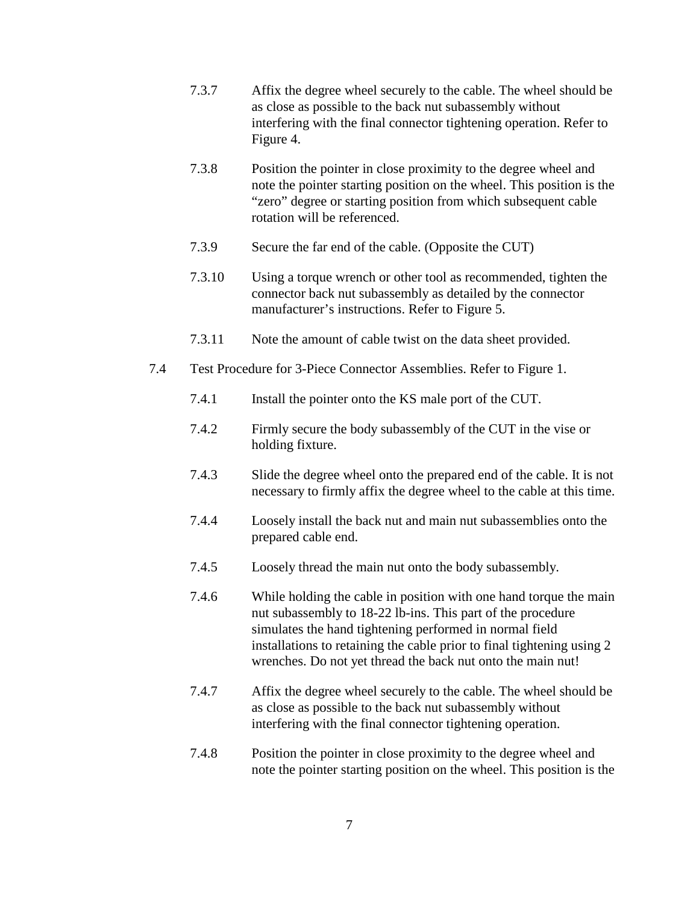7.3.7 Affix the degree wheel securely to the cable. The wheel should be as close as possible to the back nut subassembly without interfering with the final connector tightening operation. Refer to Figure 4.

7.3.8 Position the pointer in close proximity to the degree wheel and note the pointer starting position on the wheel. This position is the "zero" degree or starting position from which subsequent cable rotation will be referenced.

7.3.9 Secure the far end of the cable. (Opposite the CUT)

7.3.10 Using a torque wrench or other tool as recommended, tighten the connector back nut subassembly as detailed by the connector manufacturer's instructions. Refer to Figure 5.

7.3.11 Note the amount of cable twist on the data sheet provided.

7.4 Test Procedure for 3-Piece Connector Assemblies. Refer to Figure 1.

7.4.1 Install the pointer onto the KS male port of the CUT.

7.4.2 Firmly secure the body subassembly of the CUT in the vise or holding fixture.

7.4.3 Slide the degree wheel onto the prepared end of the cable. It is not necessary to firmly affix the degree wheel to the cable at this time.

7.4.4 Loosely install the back nut and main nut subassemblies onto the prepared cable end.

7.4.5 Loosely thread the main nut onto the body subassembly.

7.4.6 While holding the cable in position with one hand torque the main nut subassembly to 18-22 lb-ins. This part of the procedure simulates the hand tightening performed in normal field installations to retaining the cable prior to final tightening using 2 wrenches. Do not yet thread the back nut onto the main nut!

7.4.7 Affix the degree wheel securely to the cable. The wheel should be as close as possible to the back nut subassembly without interfering with the final connector tightening operation.

7.4.8 Position the pointer in close proximity to the degree wheel and note the pointer starting position on the wheel. This position is the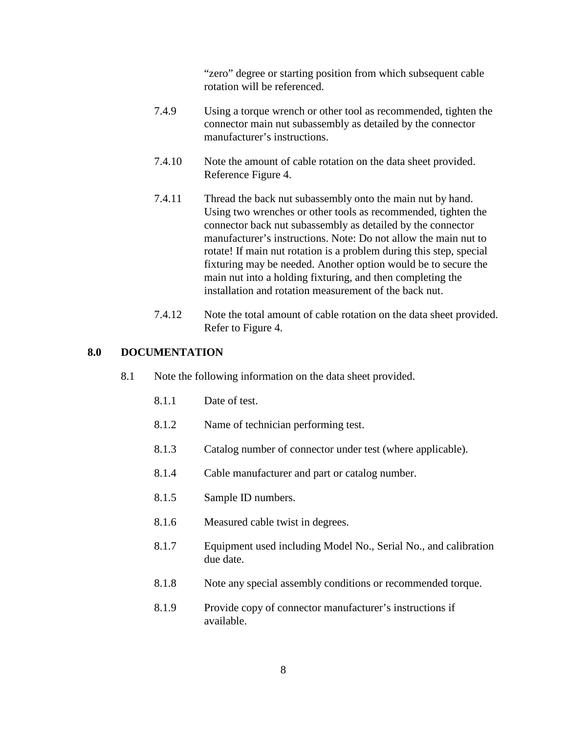"zero" degree or starting position from which subsequent cable rotation will be referenced.

7.4.9 Using a torque wrench or other tool as recommended, tighten the connector main nut subassembly as detailed by the connector manufacturer's instructions.

7.4.10 Note the amount of cable rotation on the data sheet provided. Reference Figure 4.

7.4.11 Thread the back nut subassembly onto the main nut by hand. Using two wrenches or other tools as recommended, tighten the connector back nut subassembly as detailed by the connector manufacturer's instructions. Note: Do not allow the main nut to rotate! If main nut rotation is a problem during this step, special fixturing may be needed. Another option would be to secure the main nut into a holding fixturing, and then completing the installation and rotation measurement of the back nut.

7.4.12 Note the total amount of cable rotation on the data sheet provided. Refer to Figure 4.

## 8.0 DOCUMENTATION

8.1 Note the following information on the data sheet provided.

8.1.1 Date of test.

8.1.2 Name of technician performing test.

8.1.3 Catalog number of connector under test (where applicable).

8.1.4 Cable manufacturer and part or catalog number.

8.1.5 Sample ID numbers.

8.1.6 Measured cable twist in degrees.

8.1.7 Equipment used including Model No., Serial No., and calibration due date.

8.1.8 Note any special assembly conditions or recommended torque.

8.1.9 Provide copy of connector manufacturer's instructions if available.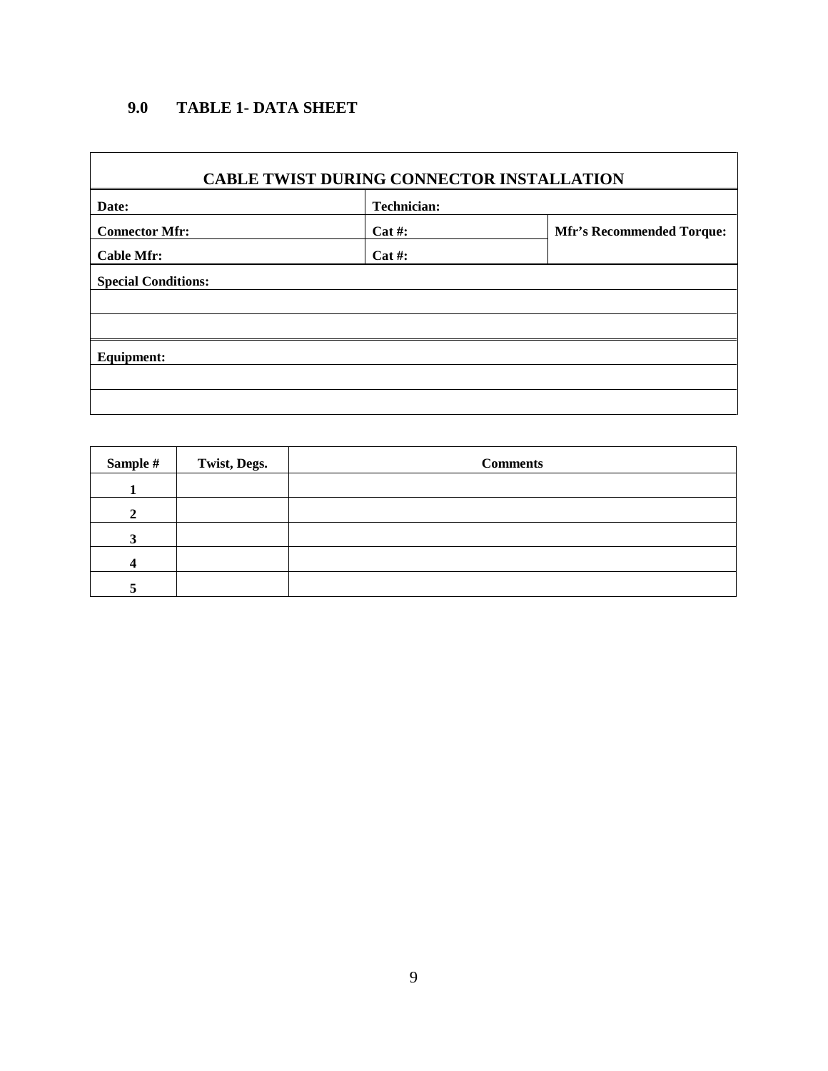## 9.0 TABLE 1- DATA SHEET

| CABLE TWIST DURING CONNECTOR INSTALLATION | | |
|---|---|---|
| **Date:** | **Technician:** | |
| **Connector Mfr:** | **Cat #:** | **Mfr's Recommended Torque:** |
| **Cable Mfr:** | **Cat #:** | |
| **Special Conditions:** | | |
| | | |
| | | |
| **Equipment:** | | |
| | | |
| | | |

| Sample # | Twist, Degs. | Comments |
|---|---|---|
| **1** | | |
| **2** | | |
| **3** | | |
| **4** | | |
| **5** | | |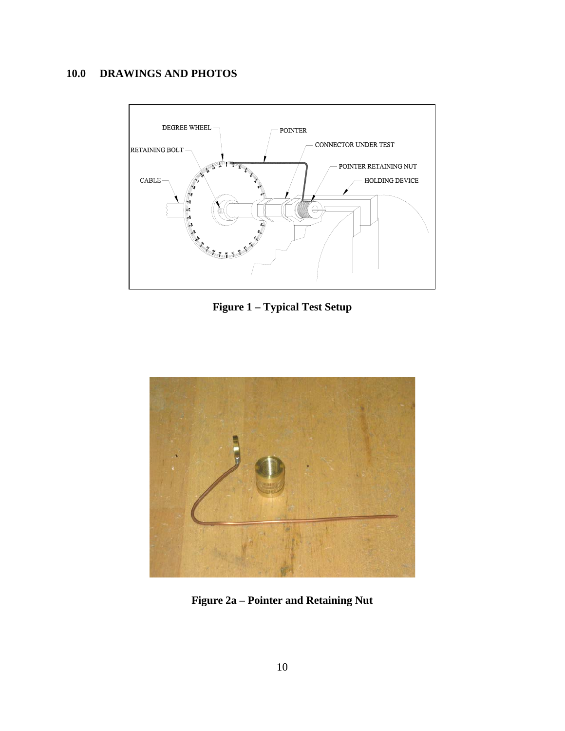## 10.0 DRAWINGS AND PHOTOS

**Figure 1 – Typical Test Setup**

**Figure 2a – Pointer and Retaining Nut**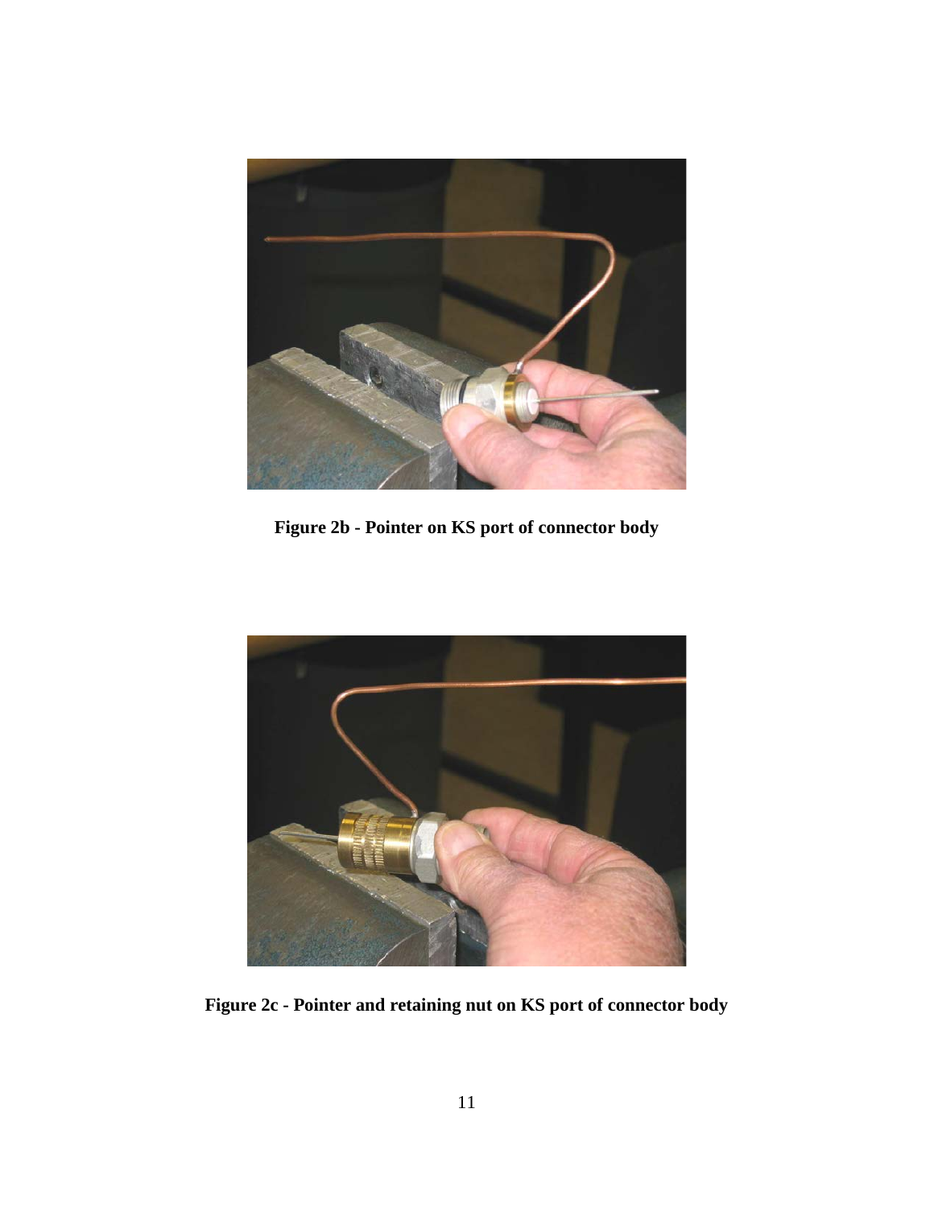**Figure 2b - Pointer on KS port of connector body**

**Figure 2c - Pointer and retaining nut on KS port of connector body**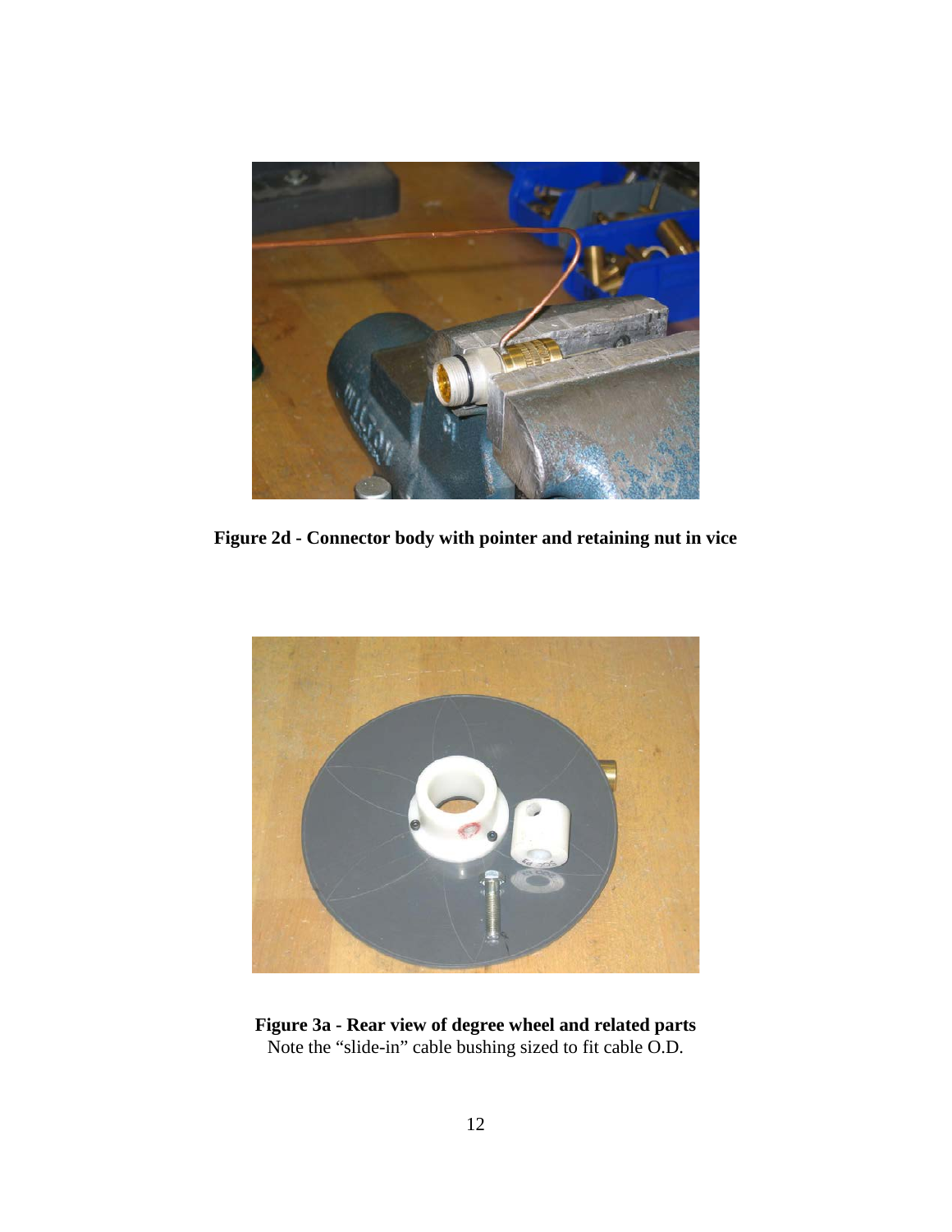**Figure 2d - Connector body with pointer and retaining nut in vice**

**Figure 3a - Rear view of degree wheel and related parts**
Note the “slide-in” cable bushing sized to fit cable O.D.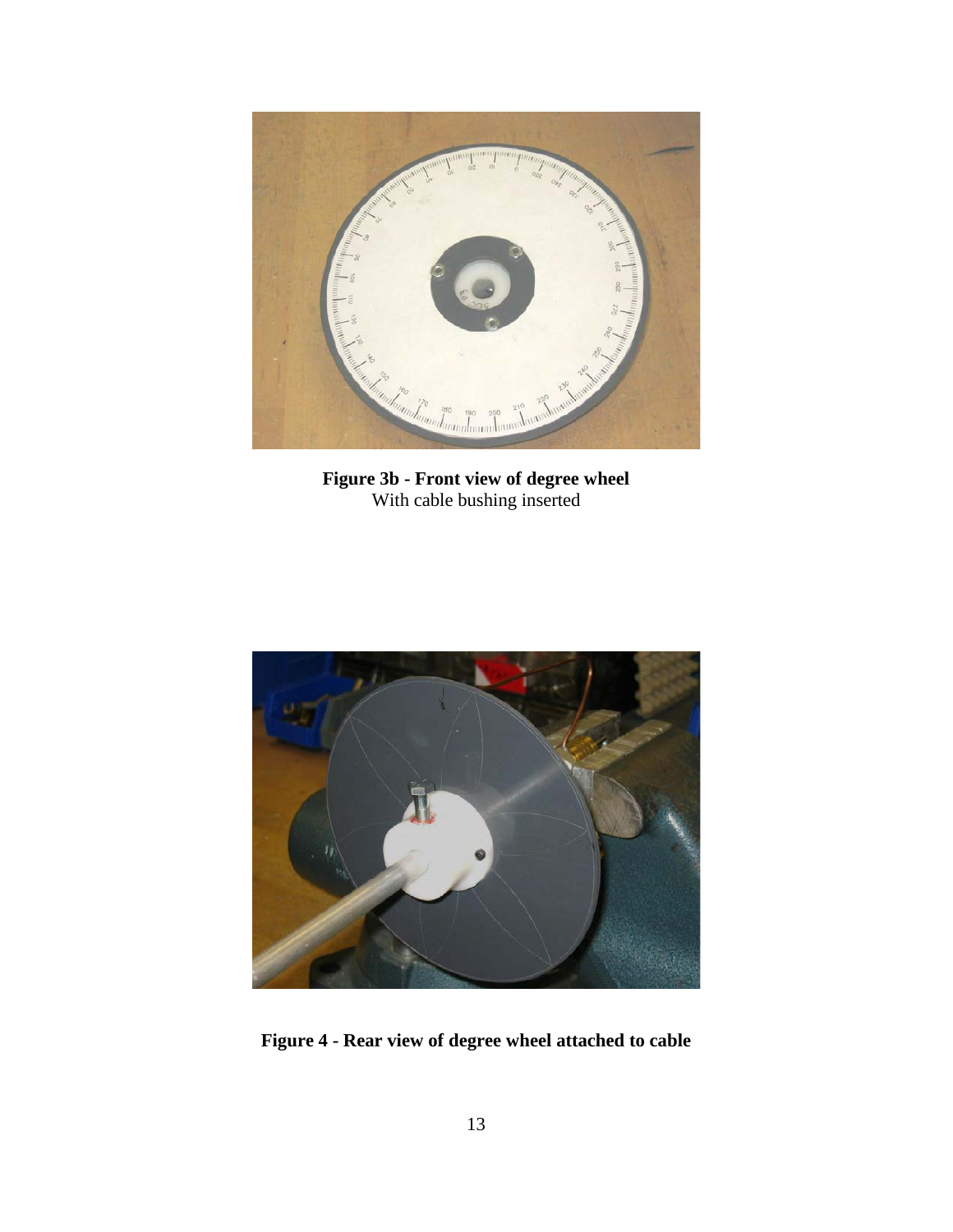**Figure 3b - Front view of degree wheel**
With cable bushing inserted

**Figure 4 - Rear view of degree wheel attached to cable**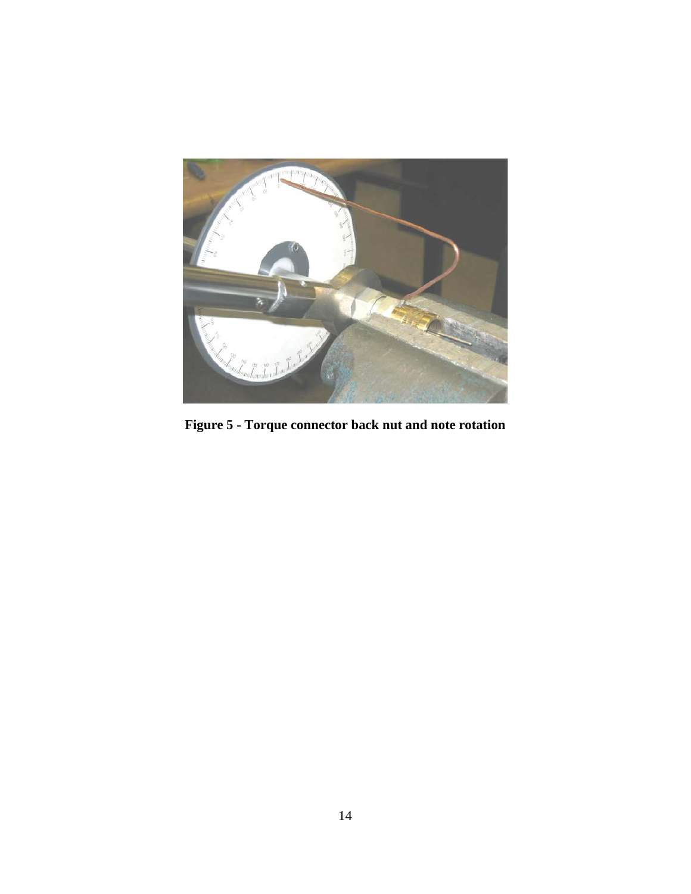**Figure 5 - Torque connector back nut and note rotation**